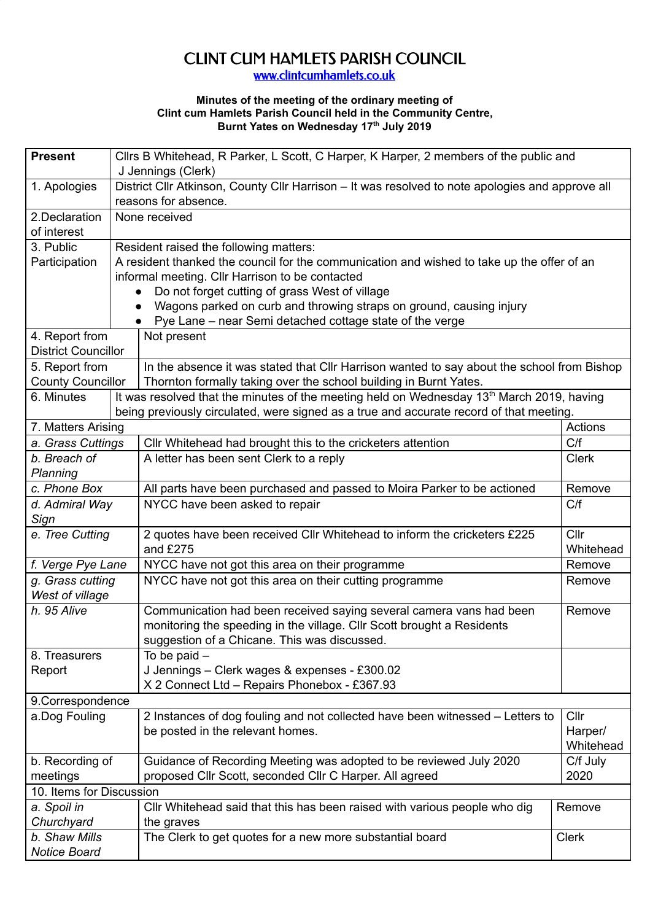# CLINT CUM HAMLETS PARISH COUNCIL

www.clintcumhamlets.co.uk

**Minutes of the meeting of the ordinary meeting of Clint cum Hamlets Parish Council held in the Community Centre, Burnt Yates on Wednesday 17th July 2019**

| | | |
|---|---|---|
| **Present** | Cllrs B Whitehead, R Parker, L Scott, C Harper, K Harper, 2 members of the public and J Jennings (Clerk) | |
| 1. Apologies | District Cllr Atkinson, County Cllr Harrison – It was resolved to note apologies and approve all reasons for absence. | |
| 2.Declaration of interest | None received | |
| 3. Public Participation | Resident raised the following matters:<br>A resident thanked the council for the communication and wished to take up the offer of an informal meeting. Cllr Harrison to be contacted<br>• Do not forget cutting of grass West of village<br>• Wagons parked on curb and throwing straps on ground, causing injury<br>• Pye Lane – near Semi detached cottage state of the verge | |
| 4. Report from District Councillor | Not present | |
| 5. Report from County Councillor | In the absence it was stated that Cllr Harrison wanted to say about the school from Bishop Thornton formally taking over the school building in Burnt Yates. | |
| 6. Minutes | It was resolved that the minutes of the meeting held on Wednesday 13th March 2019, having being previously circulated, were signed as a true and accurate record of that meeting. | |
| 7. Matters Arising | | Actions |
| *a. Grass Cuttings* | Cllr Whitehead had brought this to the cricketers attention | C/f |
| *b. Breach of Planning* | A letter has been sent Clerk to a reply | Clerk |
| *c. Phone Box* | All parts have been purchased and passed to Moira Parker to be actioned | Remove |
| *d. Admiral Way Sign* | NYCC have been asked to repair | C/f |
| *e. Tree Cutting* | 2 quotes have been received Cllr Whitehead to inform the cricketers £225 and £275 | Cllr Whitehead |
| *f. Verge Pye Lane* | NYCC have not got this area on their programme | Remove |
| *g. Grass cutting West of village* | NYCC have not got this area on their cutting programme | Remove |
| *h. 95 Alive* | Communication had been received saying several camera vans had been monitoring the speeding in the village. Cllr Scott brought a Residents suggestion of a Chicane. This was discussed. | Remove |
| 8. Treasurers Report | To be paid –<br>J Jennings – Clerk wages & expenses - £300.02<br>X 2 Connect Ltd – Repairs Phonebox - £367.93 | |
| 9.Correspondence | | |
| a.Dog Fouling | 2 Instances of dog fouling and not collected have been witnessed – Letters to be posted in the relevant homes. | Cllr Harper/ Whitehead |
| b. Recording of meetings | Guidance of Recording Meeting was adopted to be reviewed July 2020 proposed Cllr Scott, seconded Cllr C Harper. All agreed | C/f July 2020 |
| 10. Items for Discussion | | |
| *a. Spoil in Churchyard* | Cllr Whitehead said that this has been raised with various people who dig the graves | Remove |
| *b. Shaw Mills Notice Board* | The Clerk to get quotes for a new more substantial board | Clerk |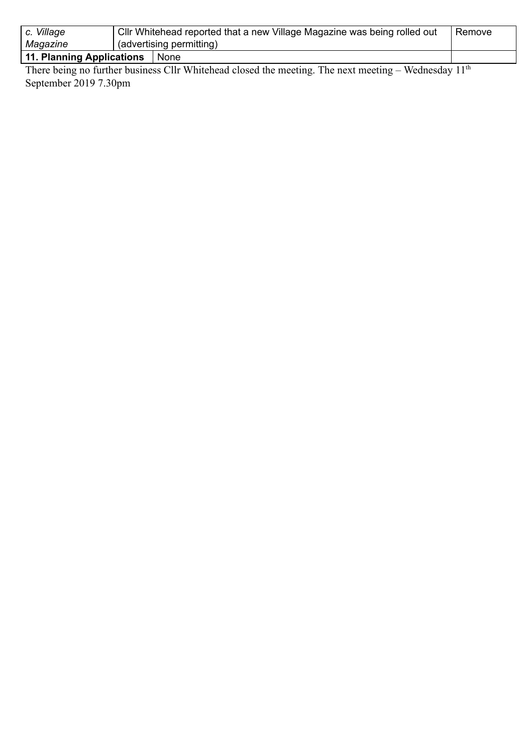| | | |
|---|---|---|
| *c. Village Magazine* | Cllr Whitehead reported that a new Village Magazine was being rolled out (advertising permitting) | Remove |
| **11. Planning Applications** | None | |

There being no further business Cllr Whitehead closed the meeting. The next meeting – Wednesday 11th September 2019 7.30pm